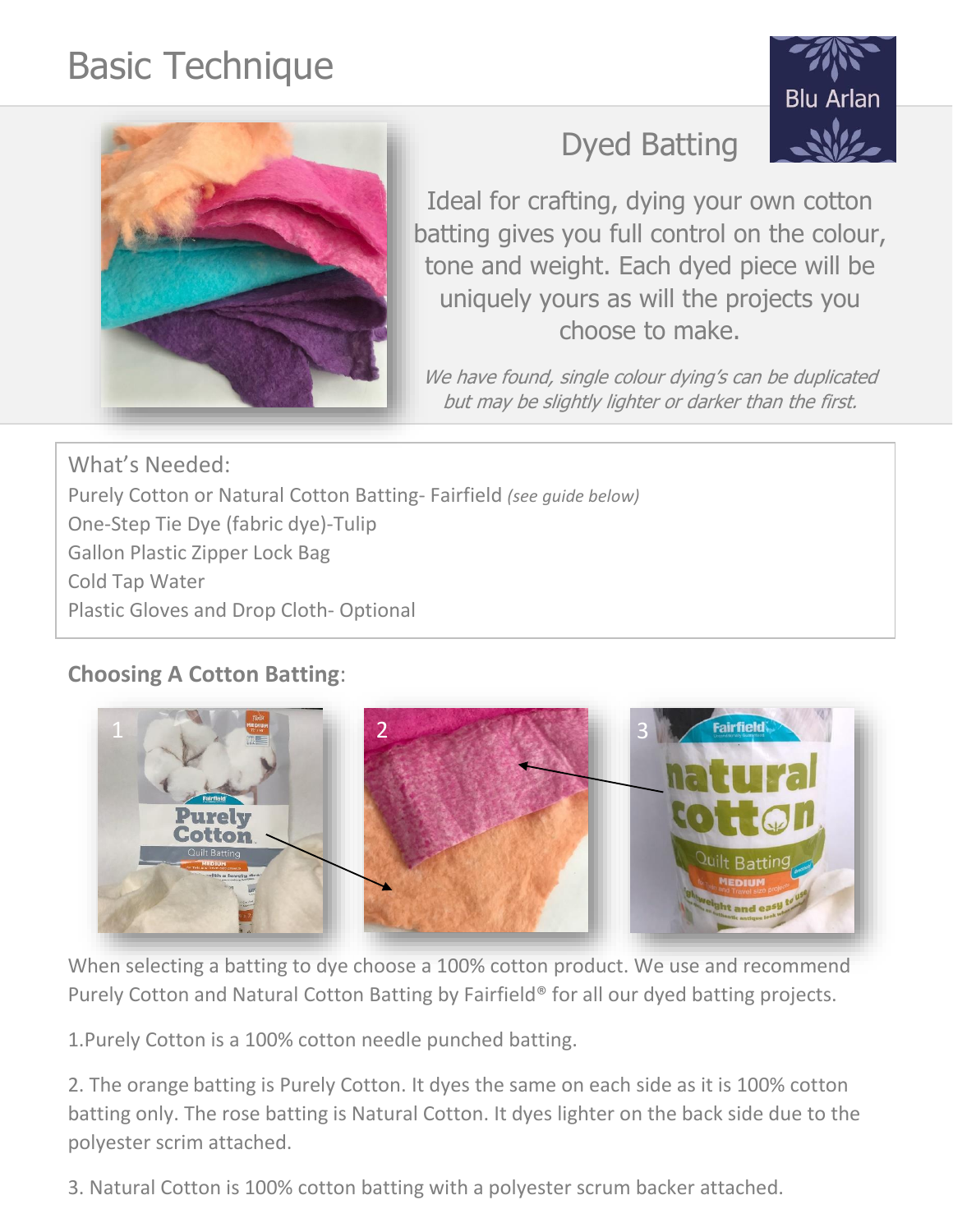# Basic Technique

Blu Arlan

## Dyed Batting

Ideal for crafting, dying your own cotton batting gives you full control on the colour, tone and weight. Each dyed piece will be uniquely yours as will the projects you choose to make.

*We have found, single colour dying's can be duplicated but may be slightly lighter or darker than the first.*

What's Needed:

Purely Cotton or Natural Cotton Batting- Fairfield *(see guide below)*
One-Step Tie Dye (fabric dye)-Tulip
Gallon Plastic Zipper Lock Bag
Cold Tap Water
Plastic Gloves and Drop Cloth- Optional

**Choosing A Cotton Batting**:

When selecting a batting to dye choose a 100% cotton product. We use and recommend Purely Cotton and Natural Cotton Batting by Fairfield® for all our dyed batting projects.

1.Purely Cotton is a 100% cotton needle punched batting.

2. The orange batting is Purely Cotton. It dyes the same on each side as it is 100% cotton batting only. The rose batting is Natural Cotton. It dyes lighter on the back side due to the polyester scrim attached.

3. Natural Cotton is 100% cotton batting with a polyester scrum backer attached.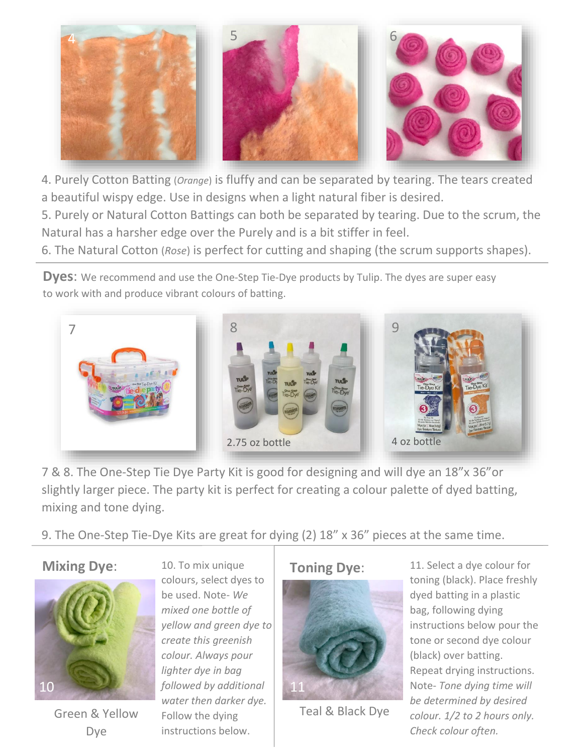4. Purely Cotton Batting (*Orange*) is fluffy and can be separated by tearing. The tears created a beautiful wispy edge. Use in designs when a light natural fiber is desired.

5. Purely or Natural Cotton Battings can both be separated by tearing. Due to the scrum, the Natural has a harsher edge over the Purely and is a bit stiffer in feel.

6. The Natural Cotton (*Rose*) is perfect for cutting and shaping (the scrum supports shapes).

---

**Dyes**: We recommend and use the One-Step Tie-Dye products by Tulip. The dyes are super easy to work with and produce vibrant colours of batting.

2.75 oz bottle

4 oz bottle

7 & 8. The One-Step Tie Dye Party Kit is good for designing and will dye an 18"x 36"or slightly larger piece. The party kit is perfect for creating a colour palette of dyed batting, mixing and tone dying.

9. The One-Step Tie-Dye Kits are great for dying (2) 18" x 36" pieces at the same time.

---

## Mixing Dye:

Green & Yellow Dye

10. To mix unique colours, select dyes to be used. Note- *We mixed one bottle of yellow and green dye to create this greenish colour. Always pour lighter dye in bag followed by additional water then darker dye.* Follow the dying instructions below.

## Toning Dye:

Teal & Black Dye

11. Select a dye colour for toning (black). Place freshly dyed batting in a plastic bag, following dying instructions below pour the tone or second dye colour (black) over batting. Repeat drying instructions. Note- *Tone dying time will be determined by desired colour. 1/2 to 2 hours only. Check colour often.*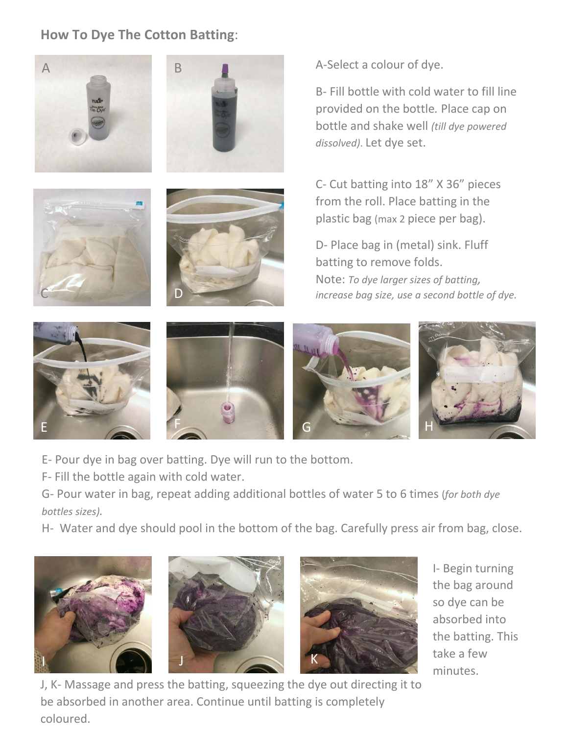**How To Dye The Cotton Batting**:

A-Select a colour of dye.

B- Fill bottle with cold water to fill line provided on the bottle. Place cap on bottle and shake well *(till dye powered dissolved)*. Let dye set.

C- Cut batting into 18" X 36" pieces from the roll. Place batting in the plastic bag (max 2 piece per bag).

D- Place bag in (metal) sink. Fluff batting to remove folds.

Note: *To dye larger sizes of batting, increase bag size, use a second bottle of dye.*

E- Pour dye in bag over batting. Dye will run to the bottom.

F- Fill the bottle again with cold water.

G- Pour water in bag, repeat adding additional bottles of water 5 to 6 times (*for both dye bottles sizes).*

H- Water and dye should pool in the bottom of the bag. Carefully press air from bag, close.

I- Begin turning the bag around so dye can be absorbed into the batting. This take a few minutes.

J, K- Massage and press the batting, squeezing the dye out directing it to be absorbed in another area. Continue until batting is completely coloured.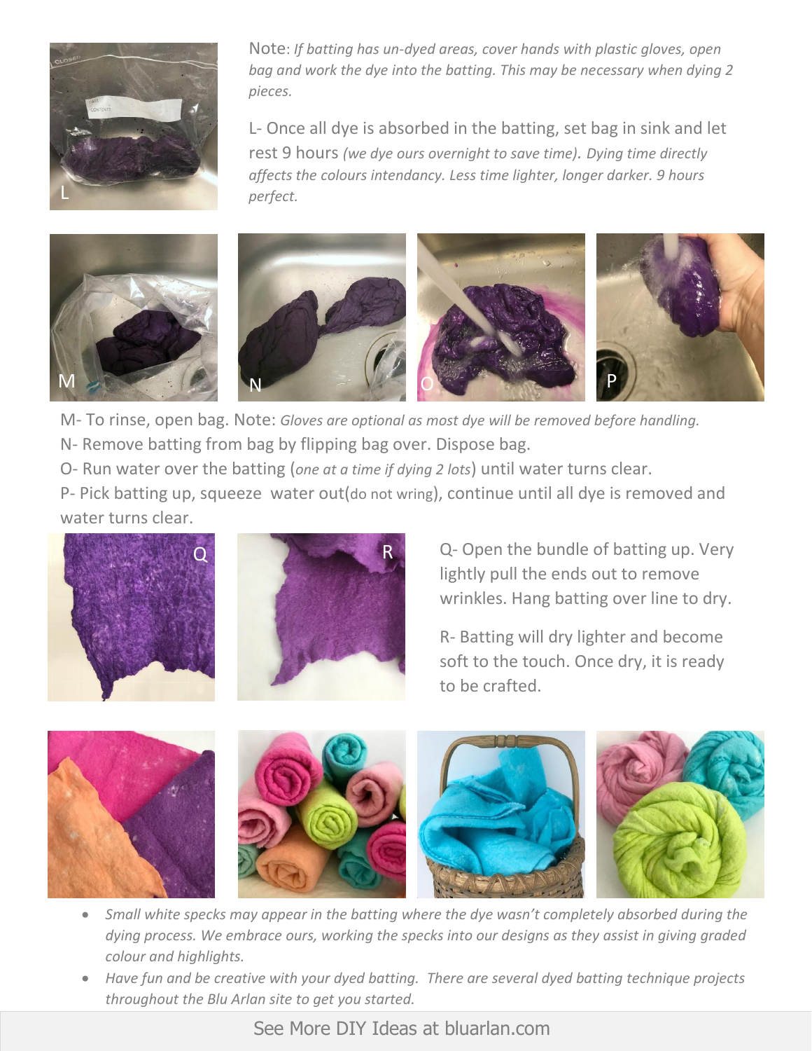Note: *If batting has un-dyed areas, cover hands with plastic gloves, open bag and work the dye into the batting. This may be necessary when dying 2 pieces.*

L- Once all dye is absorbed in the batting, set bag in sink and let rest 9 hours *(we dye ours overnight to save time). Dying time directly affects the colours intendancy. Less time lighter, longer darker. 9 hours perfect.*

M- To rinse, open bag. Note: *Gloves are optional as most dye will be removed before handling.*

N- Remove batting from bag by flipping bag over. Dispose bag.

O- Run water over the batting (*one at a time if dying 2 lots*) until water turns clear.

P- Pick batting up, squeeze water out(do not wring), continue until all dye is removed and water turns clear.

Q- Open the bundle of batting up. Very lightly pull the ends out to remove wrinkles. Hang batting over line to dry.

R- Batting will dry lighter and become soft to the touch. Once dry, it is ready to be crafted.

- *Small white specks may appear in the batting where the dye wasn't completely absorbed during the dying process. We embrace ours, working the specks into our designs as they assist in giving graded colour and highlights.*
- *Have fun and be creative with your dyed batting. There are several dyed batting technique projects throughout the Blu Arlan site to get you started.*

See More DIY Ideas at bluarlan.com